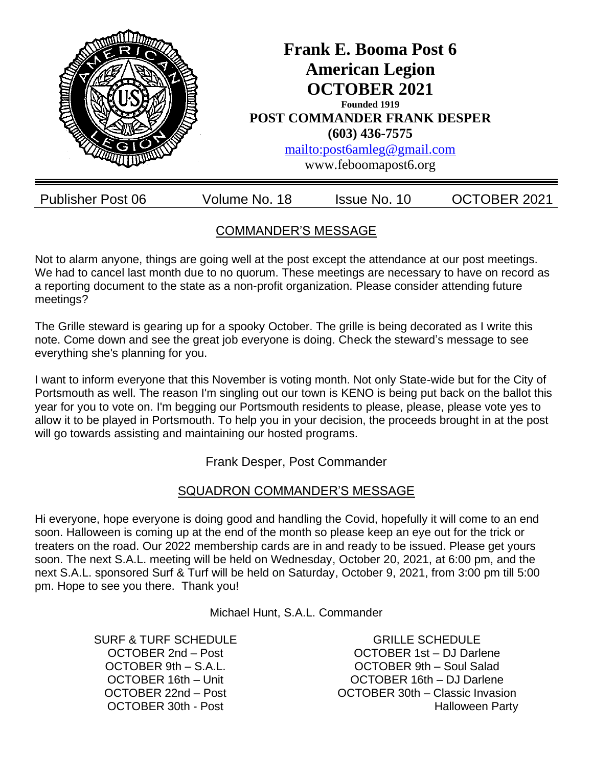# Frank E. Booma Post 6
# American Legion
# OCTOBER 2021

**Founded 1919**

**POST COMMANDER FRANK DESPER**

**(603) 436-7575**

mailto:post6amleg@gmail.com

www.feboomapost6.org

| Publisher Post 06 | Volume No. 18 | Issue No. 10 | OCTOBER 2021 |
|---|---|---|---|

## COMMANDER'S MESSAGE

Not to alarm anyone, things are going well at the post except the attendance at our post meetings. We had to cancel last month due to no quorum. These meetings are necessary to have on record as a reporting document to the state as a non-profit organization. Please consider attending future meetings?

The Grille steward is gearing up for a spooky October. The grille is being decorated as I write this note. Come down and see the great job everyone is doing. Check the steward's message to see everything she's planning for you.

I want to inform everyone that this November is voting month. Not only State-wide but for the City of Portsmouth as well. The reason I'm singling out our town is KENO is being put back on the ballot this year for you to vote on. I'm begging our Portsmouth residents to please, please, please vote yes to allow it to be played in Portsmouth. To help you in your decision, the proceeds brought in at the post will go towards assisting and maintaining our hosted programs.

Frank Desper, Post Commander

## SQUADRON COMMANDER'S MESSAGE

Hi everyone, hope everyone is doing good and handling the Covid, hopefully it will come to an end soon. Halloween is coming up at the end of the month so please keep an eye out for the trick or treaters on the road. Our 2022 membership cards are in and ready to be issued. Please get yours soon. The next S.A.L. meeting will be held on Wednesday, October 20, 2021, at 6:00 pm, and the next S.A.L. sponsored Surf & Turf will be held on Saturday, October 9, 2021, from 3:00 pm till 5:00 pm. Hope to see you there. Thank you!

Michael Hunt, S.A.L. Commander

SURF & TURF SCHEDULE

OCTOBER 2nd – Post
OCTOBER 9th – S.A.L.
OCTOBER 16th – Unit
OCTOBER 22nd – Post
OCTOBER 30th - Post

GRILLE SCHEDULE

OCTOBER 1st – DJ Darlene
OCTOBER 9th – Soul Salad
OCTOBER 16th – DJ Darlene
OCTOBER 30th – Classic Invasion Halloween Party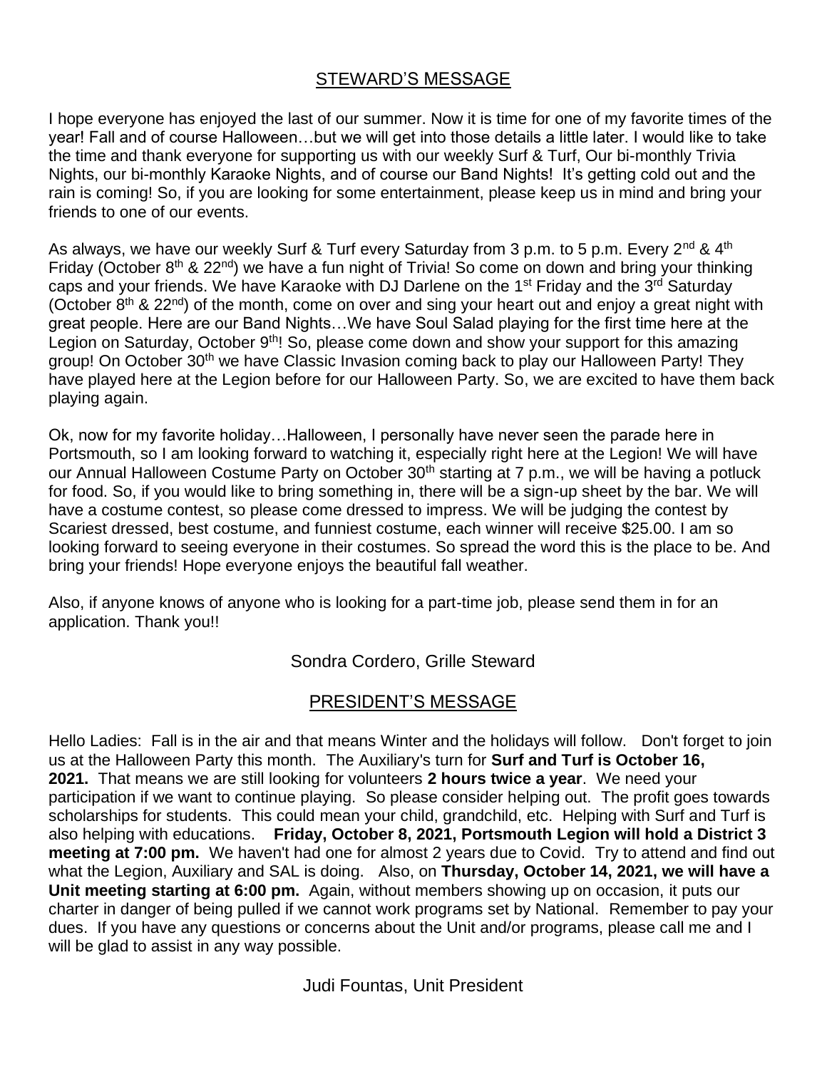## STEWARD'S MESSAGE

I hope everyone has enjoyed the last of our summer. Now it is time for one of my favorite times of the year! Fall and of course Halloween…but we will get into those details a little later. I would like to take the time and thank everyone for supporting us with our weekly Surf & Turf, Our bi-monthly Trivia Nights, our bi-monthly Karaoke Nights, and of course our Band Nights! It's getting cold out and the rain is coming! So, if you are looking for some entertainment, please keep us in mind and bring your friends to one of our events.

As always, we have our weekly Surf & Turf every Saturday from 3 p.m. to 5 p.m. Every 2nd & 4th Friday (October 8th & 22nd) we have a fun night of Trivia! So come on down and bring your thinking caps and your friends. We have Karaoke with DJ Darlene on the 1st Friday and the 3rd Saturday (October 8th & 22nd) of the month, come on over and sing your heart out and enjoy a great night with great people. Here are our Band Nights…We have Soul Salad playing for the first time here at the Legion on Saturday, October 9th! So, please come down and show your support for this amazing group! On October 30th we have Classic Invasion coming back to play our Halloween Party! They have played here at the Legion before for our Halloween Party. So, we are excited to have them back playing again.

Ok, now for my favorite holiday…Halloween, I personally have never seen the parade here in Portsmouth, so I am looking forward to watching it, especially right here at the Legion! We will have our Annual Halloween Costume Party on October 30th starting at 7 p.m., we will be having a potluck for food. So, if you would like to bring something in, there will be a sign-up sheet by the bar. We will have a costume contest, so please come dressed to impress. We will be judging the contest by Scariest dressed, best costume, and funniest costume, each winner will receive $25.00. I am so looking forward to seeing everyone in their costumes. So spread the word this is the place to be. And bring your friends! Hope everyone enjoys the beautiful fall weather.

Also, if anyone knows of anyone who is looking for a part-time job, please send them in for an application. Thank you!!

Sondra Cordero, Grille Steward

## PRESIDENT'S MESSAGE

Hello Ladies: Fall is in the air and that means Winter and the holidays will follow. Don't forget to join us at the Halloween Party this month. The Auxiliary's turn for **Surf and Turf is October 16, 2021.** That means we are still looking for volunteers **2 hours twice a year**. We need your participation if we want to continue playing. So please consider helping out. The profit goes towards scholarships for students. This could mean your child, grandchild, etc. Helping with Surf and Turf is also helping with educations. **Friday, October 8, 2021, Portsmouth Legion will hold a District 3 meeting at 7:00 pm.** We haven't had one for almost 2 years due to Covid. Try to attend and find out what the Legion, Auxiliary and SAL is doing. Also, on **Thursday, October 14, 2021, we will have a Unit meeting starting at 6:00 pm.** Again, without members showing up on occasion, it puts our charter in danger of being pulled if we cannot work programs set by National. Remember to pay your dues. If you have any questions or concerns about the Unit and/or programs, please call me and I will be glad to assist in any way possible.

Judi Fountas, Unit President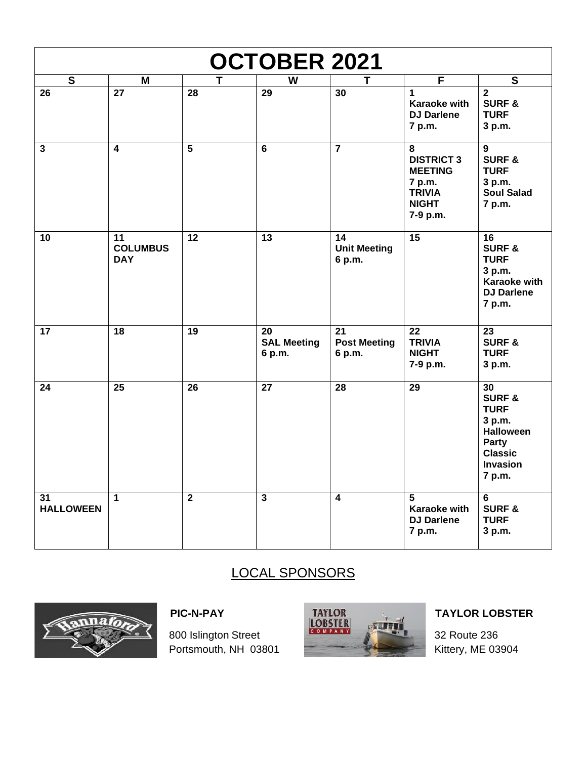# OCTOBER 2021

| S | M | T | W | T | F | S |
|---|---|---|---|---|---|---|
| 26 | 27 | 28 | 29 | 30 | 1 **Karaoke with DJ Darlene 7 p.m.** | 2 **SURF & TURF 3 p.m.** |
| 3 | 4 | 5 | 6 | 7 | 8 **DISTRICT 3 MEETING 7 p.m. TRIVIA NIGHT 7-9 p.m.** | 9 **SURF & TURF 3 p.m. Soul Salad 7 p.m.** |
| 10 | 11 **COLUMBUS DAY** | 12 | 13 | 14 **Unit Meeting 6 p.m.** | 15 | 16 **SURF & TURF 3 p.m. Karaoke with DJ Darlene 7 p.m.** |
| 17 | 18 | 19 | 20 **SAL Meeting 6 p.m.** | 21 **Post Meeting 6 p.m.** | 22 **TRIVIA NIGHT 7-9 p.m.** | 23 **SURF & TURF 3 p.m.** |
| 24 | 25 | 26 | 27 | 28 | 29 | 30 **SURF & TURF 3 p.m. Halloween Party Classic Invasion 7 p.m.** |
| 31 **HALLOWEEN** | 1 | 2 | 3 | 4 | 5 **Karaoke with DJ Darlene 7 p.m.** | 6 **SURF & TURF 3 p.m.** |

## LOCAL SPONSORS

**PIC-N-PAY**
800 Islington Street
Portsmouth, NH 03801

**TAYLOR LOBSTER**
32 Route 236
Kittery, ME 03904